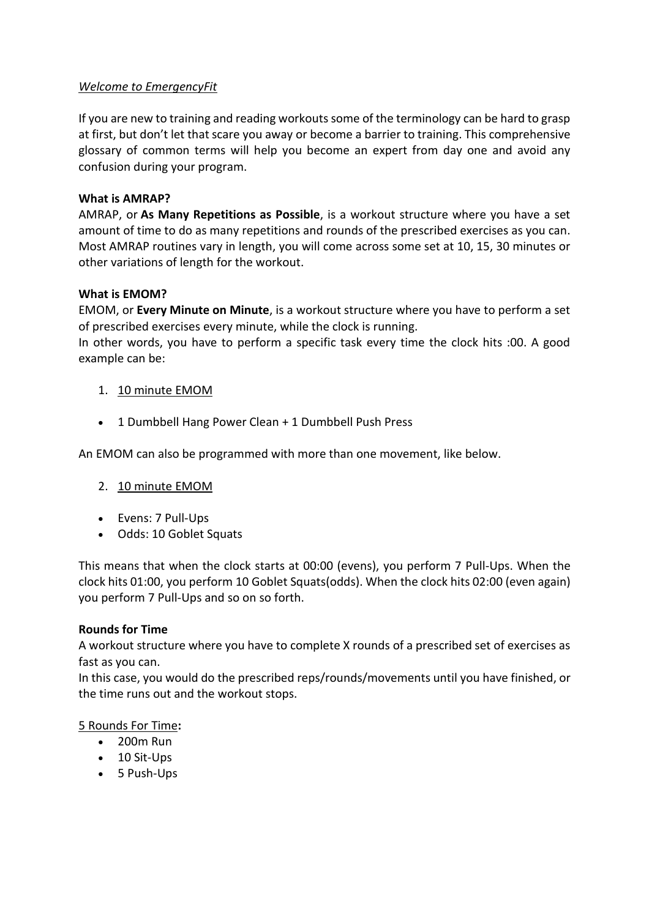*Welcome to EmergencyFit*

If you are new to training and reading workouts some of the terminology can be hard to grasp at first, but don't let that scare you away or become a barrier to training. This comprehensive glossary of common terms will help you become an expert from day one and avoid any confusion during your program.

**What is AMRAP?**

AMRAP, or **As Many Repetitions as Possible**, is a workout structure where you have a set amount of time to do as many repetitions and rounds of the prescribed exercises as you can. Most AMRAP routines vary in length, you will come across some set at 10, 15, 30 minutes or other variations of length for the workout.

**What is EMOM?**

EMOM, or **Every Minute on Minute**, is a workout structure where you have to perform a set of prescribed exercises every minute, while the clock is running.

In other words, you have to perform a specific task every time the clock hits :00. A good example can be:

1. <u>10 minute EMOM</u>

- 1 Dumbbell Hang Power Clean + 1 Dumbbell Push Press

An EMOM can also be programmed with more than one movement, like below.

2. <u>10 minute EMOM</u>

- Evens: 7 Pull-Ups
- Odds: 10 Goblet Squats

This means that when the clock starts at 00:00 (evens), you perform 7 Pull-Ups. When the clock hits 01:00, you perform 10 Goblet Squats(odds). When the clock hits 02:00 (even again) you perform 7 Pull-Ups and so on so forth.

**Rounds for Time**

A workout structure where you have to complete X rounds of a prescribed set of exercises as fast as you can.

In this case, you would do the prescribed reps/rounds/movements until you have finished, or the time runs out and the workout stops.

<u>5 Rounds For Time</u>**:**

- 200m Run
- 10 Sit-Ups
- 5 Push-Ups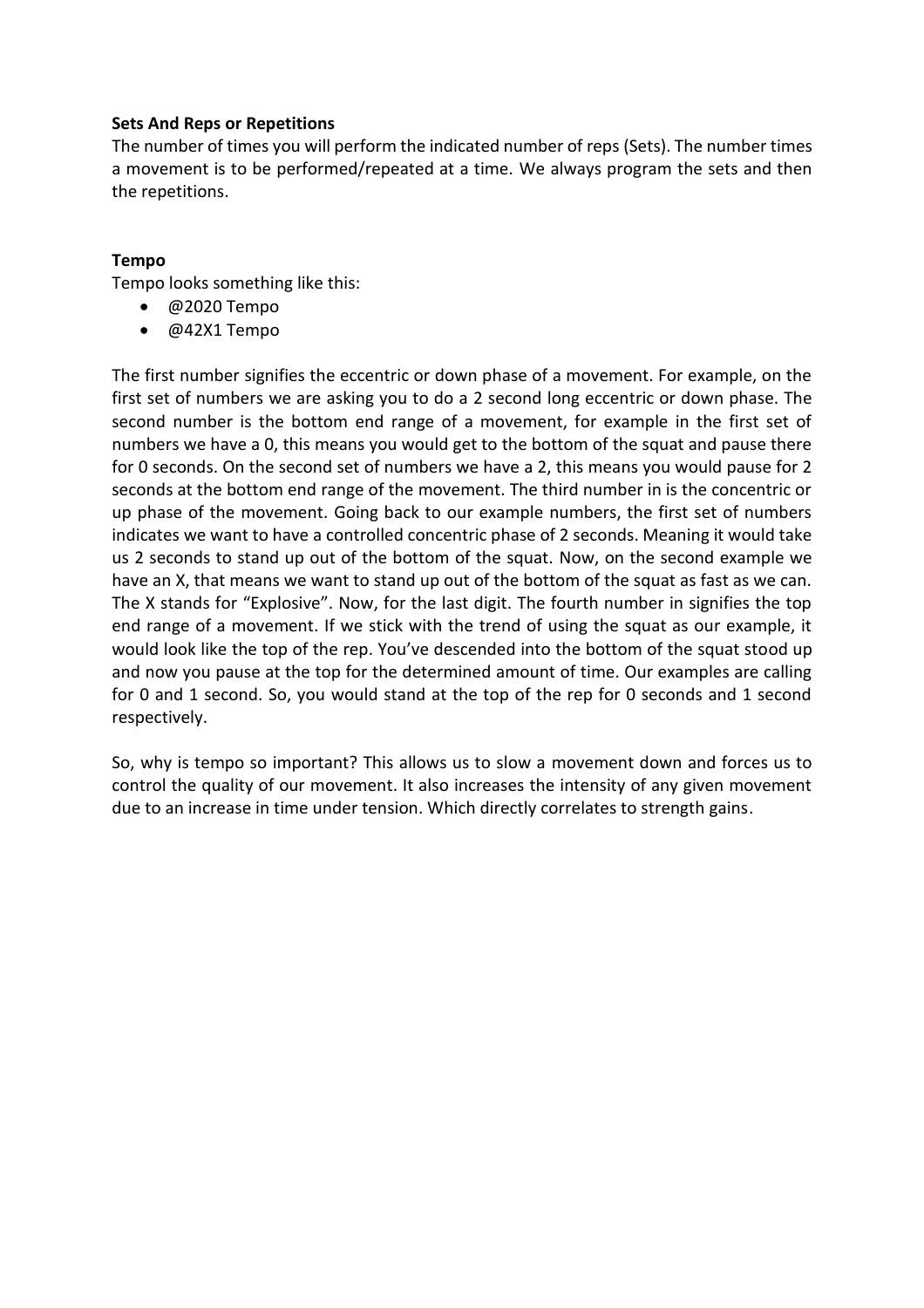**Sets And Reps or Repetitions**

The number of times you will perform the indicated number of reps (Sets). The number times a movement is to be performed/repeated at a time. We always program the sets and then the repetitions.

**Tempo**

Tempo looks something like this:

- @2020 Tempo
- @42X1 Tempo

The first number signifies the eccentric or down phase of a movement. For example, on the first set of numbers we are asking you to do a 2 second long eccentric or down phase. The second number is the bottom end range of a movement, for example in the first set of numbers we have a 0, this means you would get to the bottom of the squat and pause there for 0 seconds. On the second set of numbers we have a 2, this means you would pause for 2 seconds at the bottom end range of the movement. The third number in is the concentric or up phase of the movement. Going back to our example numbers, the first set of numbers indicates we want to have a controlled concentric phase of 2 seconds. Meaning it would take us 2 seconds to stand up out of the bottom of the squat. Now, on the second example we have an X, that means we want to stand up out of the bottom of the squat as fast as we can. The X stands for "Explosive". Now, for the last digit. The fourth number in signifies the top end range of a movement. If we stick with the trend of using the squat as our example, it would look like the top of the rep. You've descended into the bottom of the squat stood up and now you pause at the top for the determined amount of time. Our examples are calling for 0 and 1 second. So, you would stand at the top of the rep for 0 seconds and 1 second respectively.

So, why is tempo so important? This allows us to slow a movement down and forces us to control the quality of our movement. It also increases the intensity of any given movement due to an increase in time under tension. Which directly correlates to strength gains.